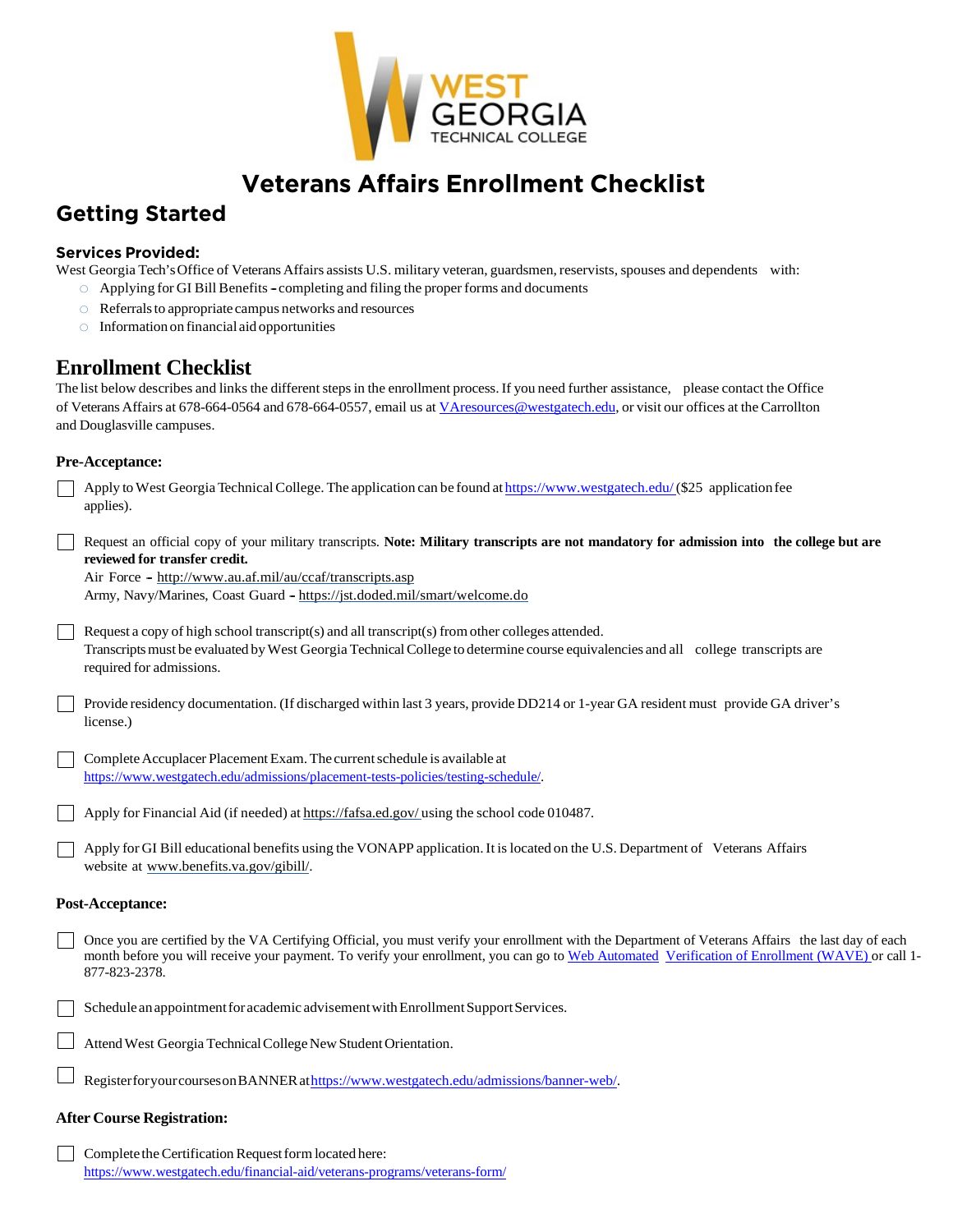# Veterans Affairs Enrollment Checklist

## Getting Started

### Services Provided:

West Georgia Tech's Office of Veterans Affairs assists U.S. military veteran, guardsmen, reservists, spouses and dependents with:

- Applying for GI Bill Benefits – completing and filing the proper forms and documents
- Referrals to appropriate campus networks and resources
- Information on financial aid opportunities

## Enrollment Checklist

The list below describes and links the different steps in the enrollment process. If you need further assistance, please contact the Office of Veterans Affairs at 678-664-0564 and 678-664-0557, email us at VAresources@westgatech.edu, or visit our offices at the Carrollton and Douglasville campuses.

### Pre-Acceptance:

- [ ] Apply to West Georgia Technical College. The application can be found at https://www.westgatech.edu/ ($25 application fee applies).
- [ ] Request an official copy of your military transcripts. **Note: Military transcripts are not mandatory for admission into the college but are reviewed for transfer credit.**
  Air Force – http://www.au.af.mil/au/ccaf/transcripts.asp
  Army, Navy/Marines, Coast Guard – https://jst.doded.mil/smart/welcome.do
- [ ] Request a copy of high school transcript(s) and all transcript(s) from other colleges attended.
  Transcripts must be evaluated by West Georgia Technical College to determine course equivalencies and all college transcripts are required for admissions.
- [ ] Provide residency documentation. (If discharged within last 3 years, provide DD214 or 1-year GA resident must provide GA driver's license.)
- [ ] Complete Accuplacer Placement Exam. The current schedule is available at https://www.westgatech.edu/admissions/placement-tests-policies/testing-schedule/.
- [ ] Apply for Financial Aid (if needed) at https://fafsa.ed.gov/ using the school code 010487.
- [ ] Apply for GI Bill educational benefits using the VONAPP application. It is located on the U.S. Department of Veterans Affairs website at www.benefits.va.gov/gibill/.

### Post-Acceptance:

- [ ] Once you are certified by the VA Certifying Official, you must verify your enrollment with the Department of Veterans Affairs the last day of each month before you will receive your payment. To verify your enrollment, you can go to Web Automated Verification of Enrollment (WAVE) or call 1-877-823-2378.
- [ ] Schedule an appointment for academic advisement with Enrollment Support Services.
- [ ] Attend West Georgia Technical College New Student Orientation.
- [ ] Register for your courses on BANNER at https://www.westgatech.edu/admissions/banner-web/.

### After Course Registration:

- [ ] Complete the Certification Request form located here: https://www.westgatech.edu/financial-aid/veterans-programs/veterans-form/